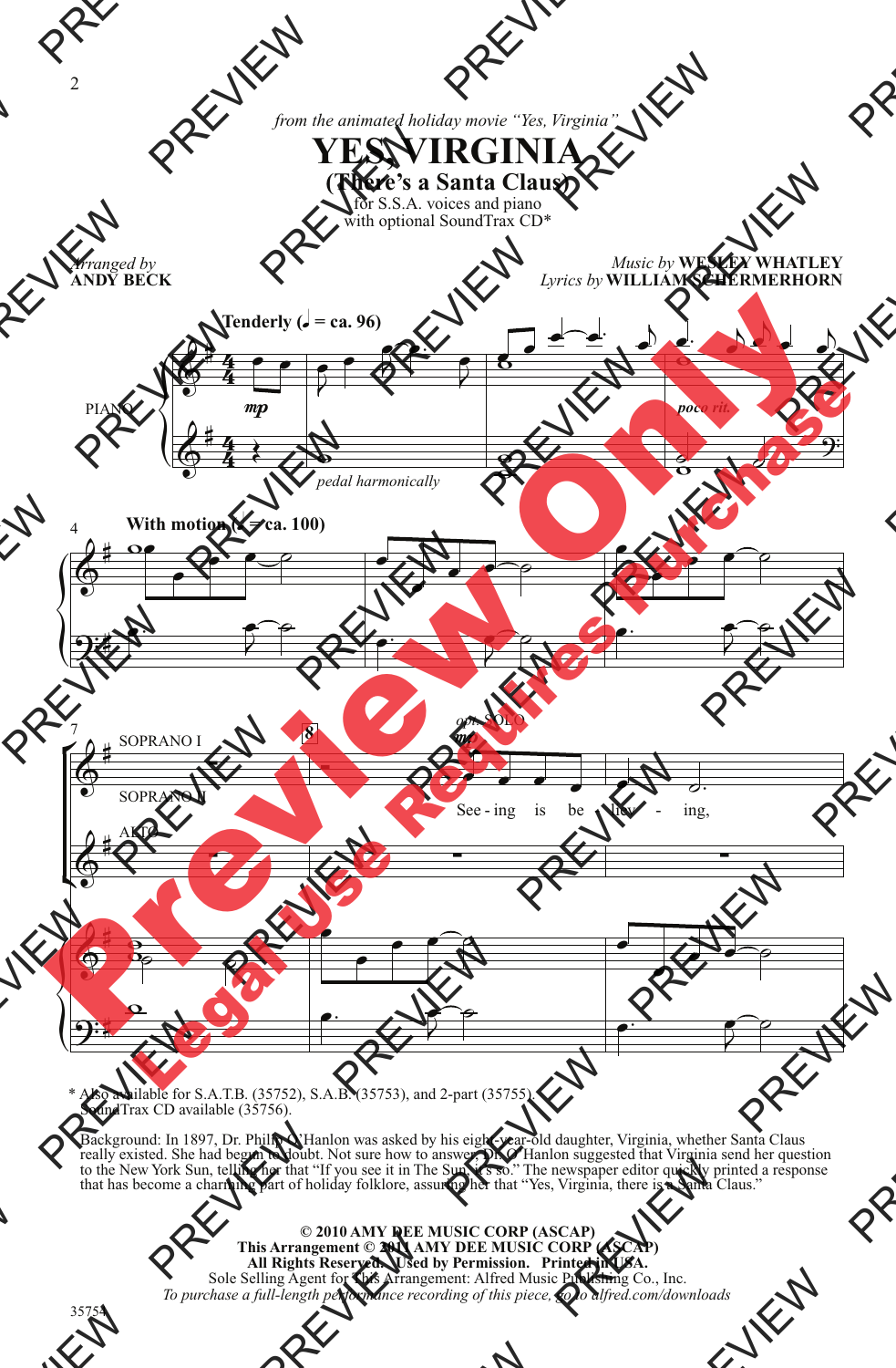*from the animated holiday movie "Yes, Virginia"*

# YES, VIRGINIA

## (There's a Santa Claus)

for S.S.A. voices and piano
with optional SoundTrax CD*

*Arranged by*
**ANDY BECK**

*Music by* **WESLEY WHATLEY**
*Lyrics by* **WILLIAM SCHERMERHORN**

**Tenderly** (♩ = ca. 96)

*mp*

*pedal harmonically*

*poco rit.*

**With motion** (♩ = ca. 100)

SOPRANO I

SOPRANO II

ALTO

opt. SOLO

*mp*

See - ing is be - liev - ing,

\* Also available for S.A.T.B. (35752), S.A.B. (35753), and 2-part (35755).
SoundTrax CD available (35756).

Background: In 1897, Dr. Philip O'Hanlon was asked by his eight-year-old daughter, Virginia, whether Santa Claus really existed. She had begun to doubt. Not sure how to answer, Dr. O'Hanlon suggested that Virginia send her question to the New York Sun, telling her that "If you see it in The Sun, it's so." The newspaper editor quickly printed a response that has become a charming part of holiday folklore, assuring her that "Yes, Virginia, there is a Santa Claus."

**© 2010 AMY DEE MUSIC CORP (ASCAP)**
**This Arrangement © 2011 AMY DEE MUSIC CORP (ASCAP)**
**All Rights Reserved. Used by Permission. Printed in USA.**
Sole Selling Agent for This Arrangement: Alfred Music Publishing Co., Inc.
*To purchase a full-length performance recording of this piece, go to alfred.com/downloads*

35754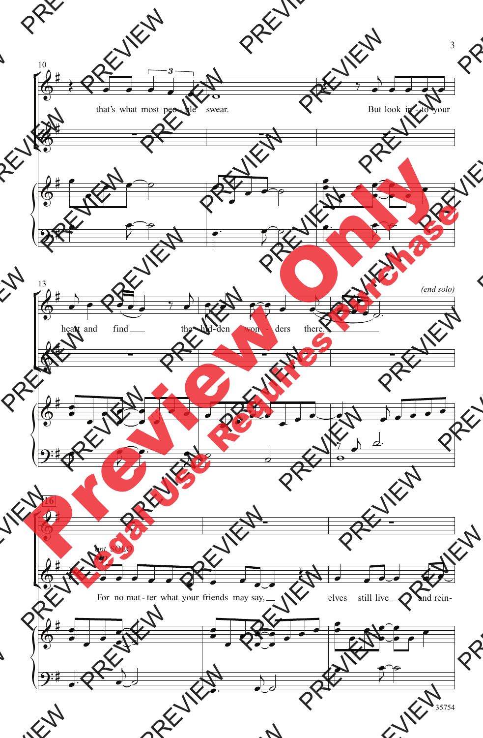that's what most peo - ple swear. But look in - to your

heart and find the hid - den won - ders there.

*(end solo)*

*opt.* SOLO

For no mat - ter what your friends may say, elves still live and rein-

35754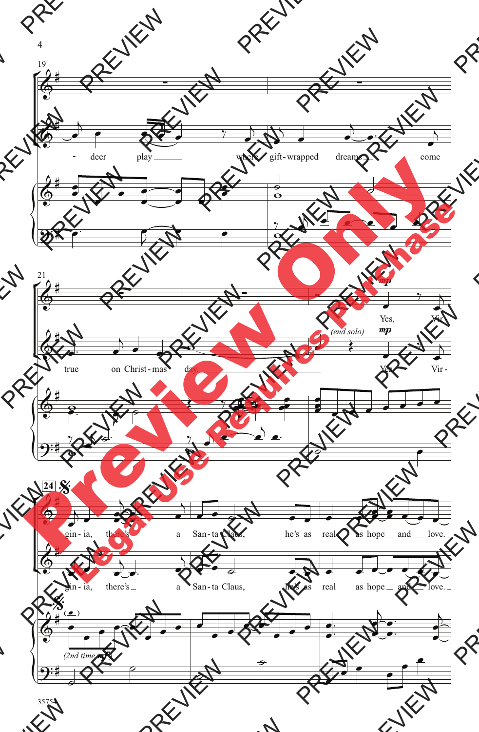19

- deer play where gift-wrapped dreams come

21

true on Christ-mas day.

*(end solo)*

*mp*

Yes, Vir-

24

gin-ia, there's a San-ta Claus, he's as real as hope and love.

*(2nd time mf)*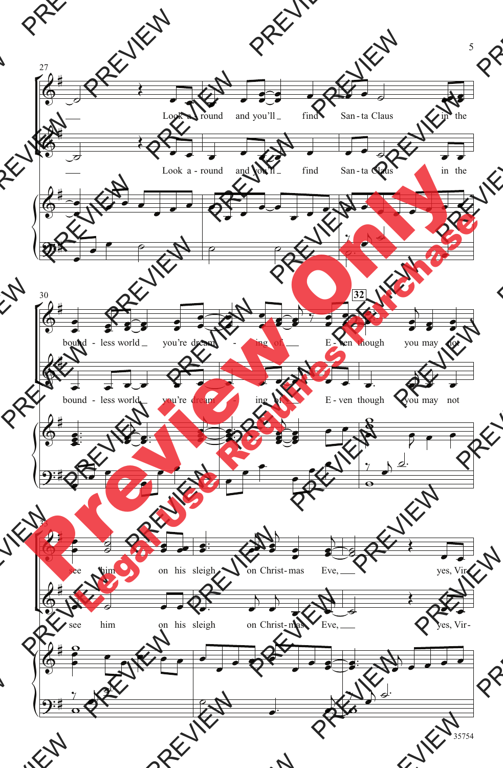27

Look a - round and you'll find San - ta Claus in the

Look a - round and you'll find San - ta Claus in the

30

32

bound - less world you're dream - ing of E - ven though you may not

bound - less world you're dream - ing of E - ven though you may not

33

see him on his sleigh on Christ - mas Eve, yes, Vir -

see him on his sleigh on Christ - mas Eve, yes, Vir -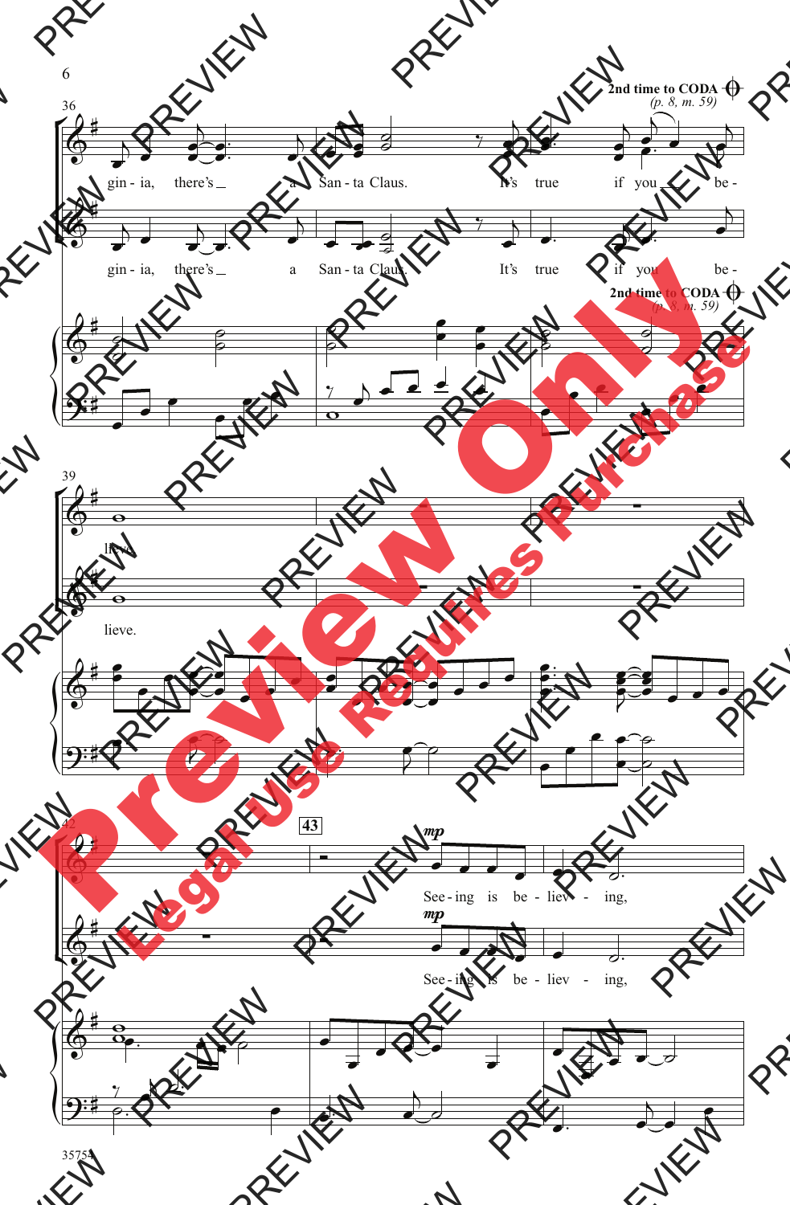36

gin - ia, there's a San - ta Claus. It's true if you be -

**2nd time to CODA** 𝄌 *(p. 8, m. 59)*

39

lieve.

42

**43**

*mp*

See - ing is be - liev - ing,

35755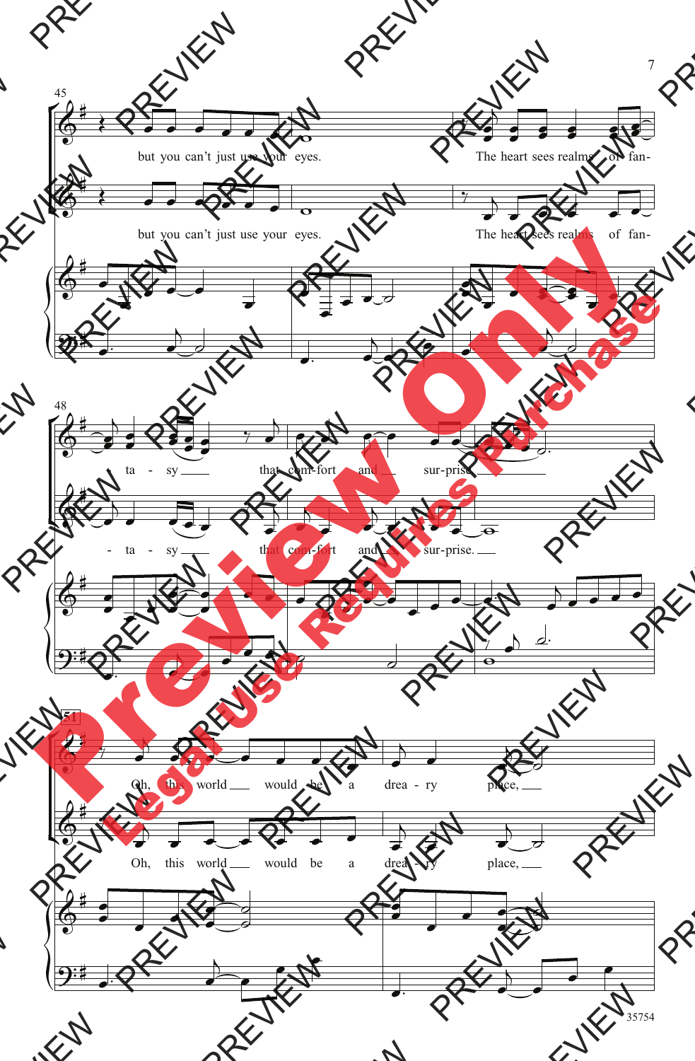45

but you can't just use your eyes. The heart sees realms of fan-

but you can't just use your eyes. The heart sees realms of fan-

48

ta - sy that com-fort and sur-prise.

ta - sy that com-fort and sur-prise.

51

Oh, this world would be a drea - ry place,

Oh, this world would be a drea - ry place,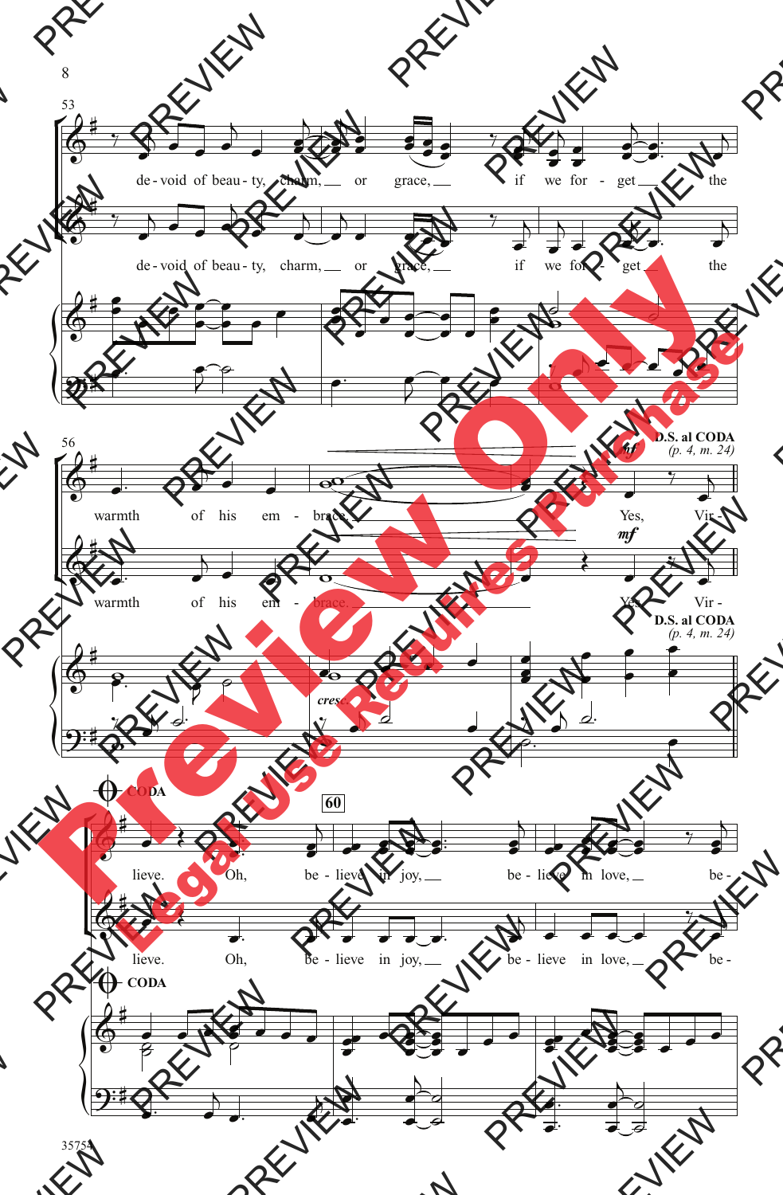53

de - void of beau - ty, charm, or grace, if we for - get the

de - void of beau - ty, charm, or grace, if we for - get the

56

warmth of his em - brace.

Yes, Vir -

warmth of his em - brace.

Yes, Vir -

*mf*

**D.S. al CODA**
*(p. 4, m. 24)*

*cresc.*

**CODA**

60

lieve. Oh, be - lieve in joy, be - lieve in love, be -

lieve. Oh, be - lieve in joy, be - lieve in love, be -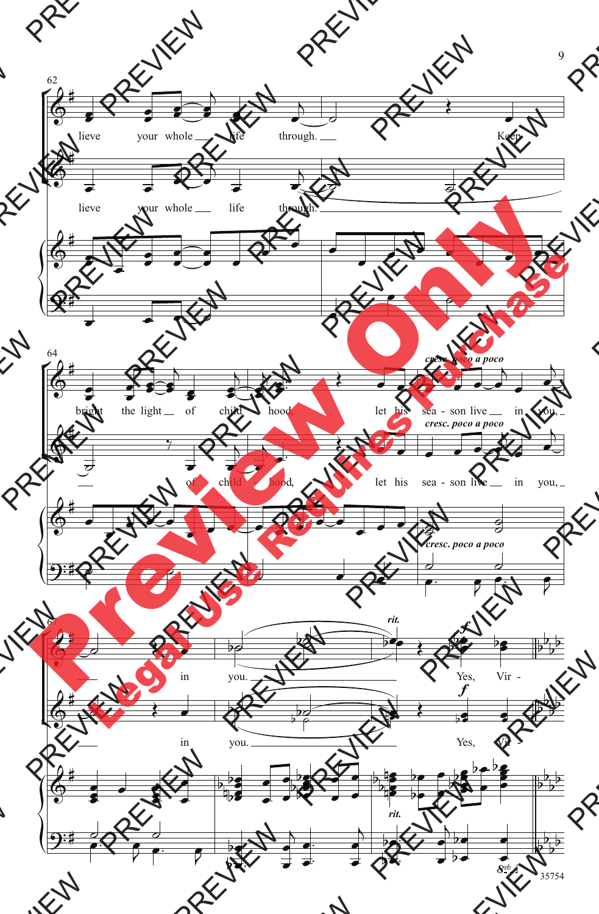62

lieve your whole life through. Keep

lieve your whole life through.

64

*cresc. poco a poco*

bright the light of child - hood, let his sea - son live in you,

*cresc. poco a poco*

of child - hood, let his sea - son live in you,

*cresc. poco a poco*

67

*rit.*

*f*

in you. Yes, Vir -

*f*

in you. Yes, Vir -

*rit.*

35754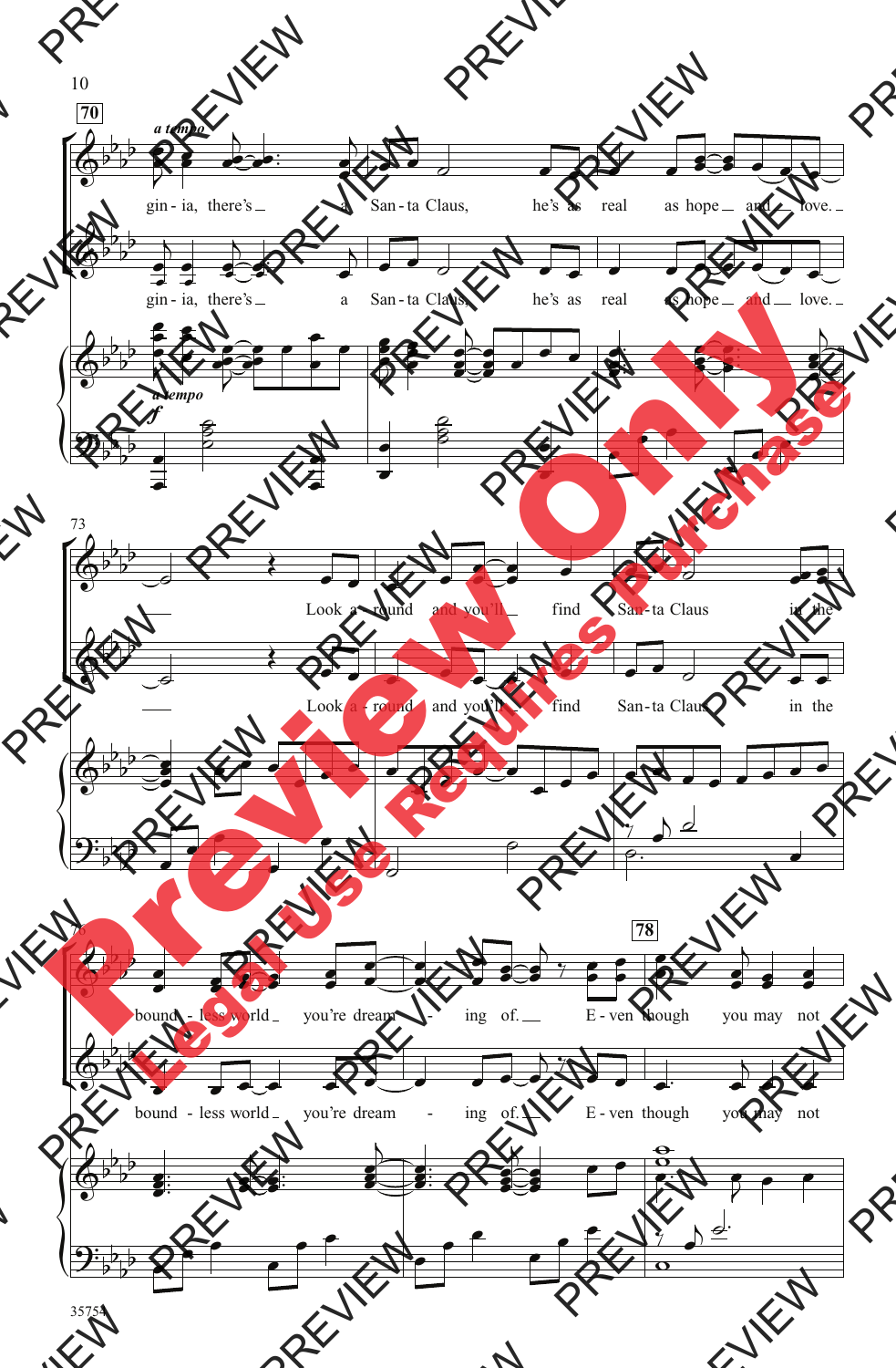**70** *a tempo*

gin - ia, there's a San - ta Claus, he's as real as hope and love.

gin - ia, there's a San - ta Claus, he's as real as hope and love.

*a tempo*
*f*

73

Look a - round and you'll find San - ta Claus in the

Look a - round and you'll find San - ta Claus in the

76 **78**

bound - less world you're dream - ing of. E - ven though you may not

bound - less world you're dream - ing of. E - ven though you may not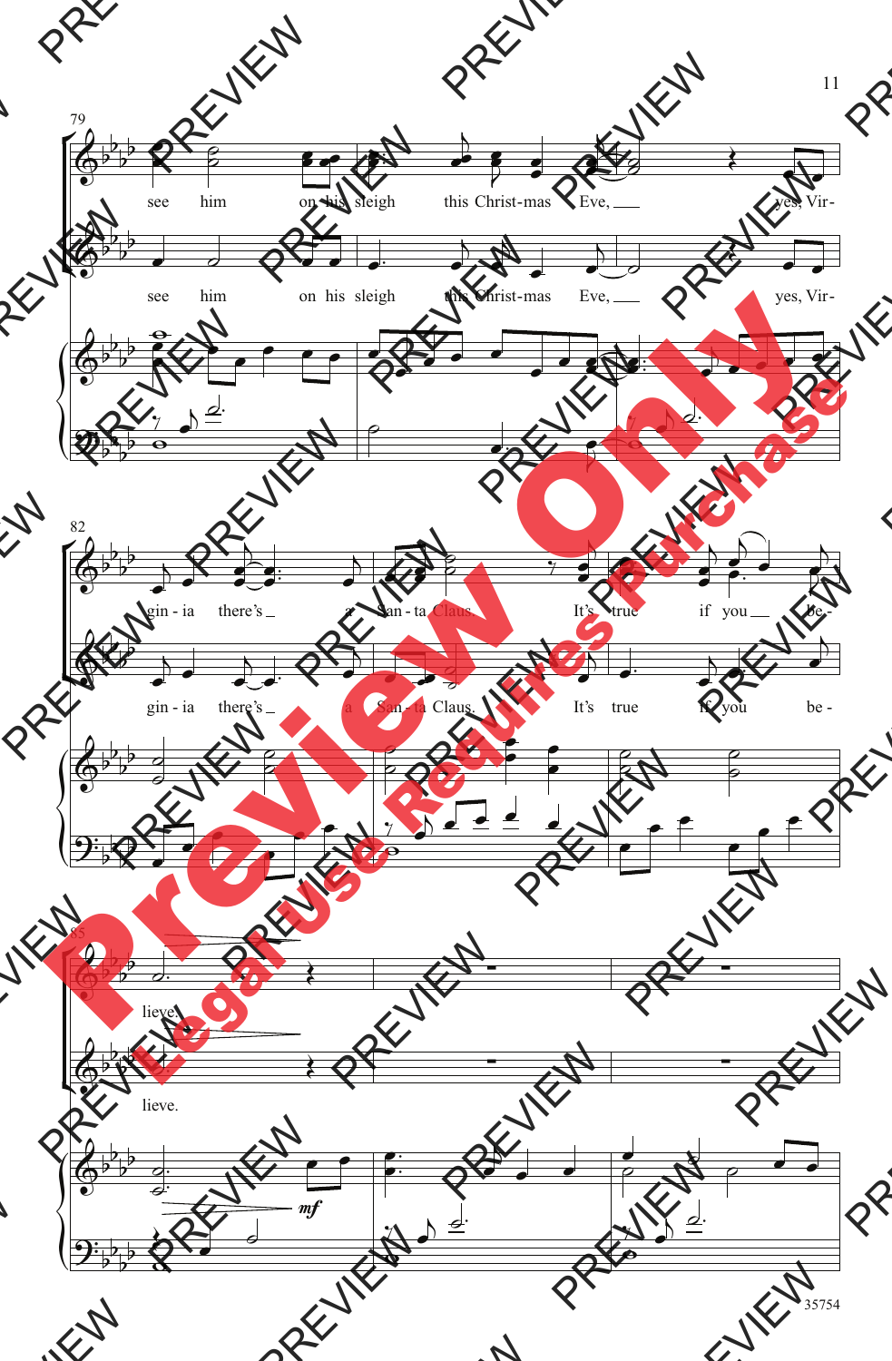79

see him on his sleigh this Christ-mas Eve, yes, Vir-

see him on his sleigh this Christ-mas Eve, yes, Vir-

82

gin - ia there's a San - ta Claus. It's true if you be -

gin - ia there's a San - ta Claus. It's true if you be -

85

lieve.

lieve.

*mf*

35754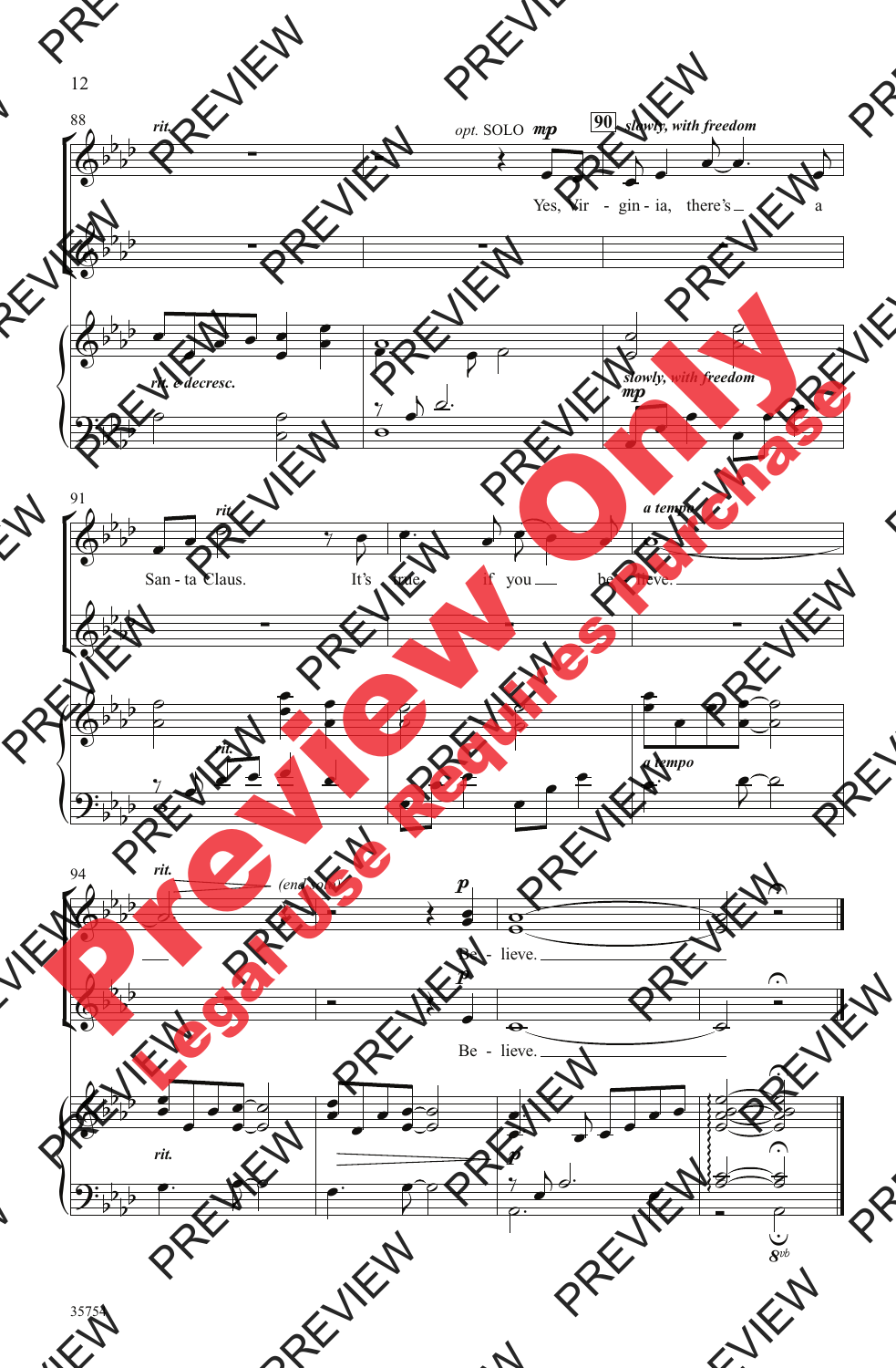88

*rit.*

*opt.* SOLO *mp*

90 *slowly, with freedom*

Yes, Vir - gin - ia, there's a

*rit. e decresc.*

*slowly, with freedom*

*mp*

91

*rit.*

San - ta Claus. It's true if you be - lieve.

*a tempo*

*rit.*

*a tempo*

94

*rit.*

(end solo)

*p*

Be - lieve.

*p*

Be - lieve.

*rit.*

*p*

8vb

Preview Only

Legal Use Requires Purchase